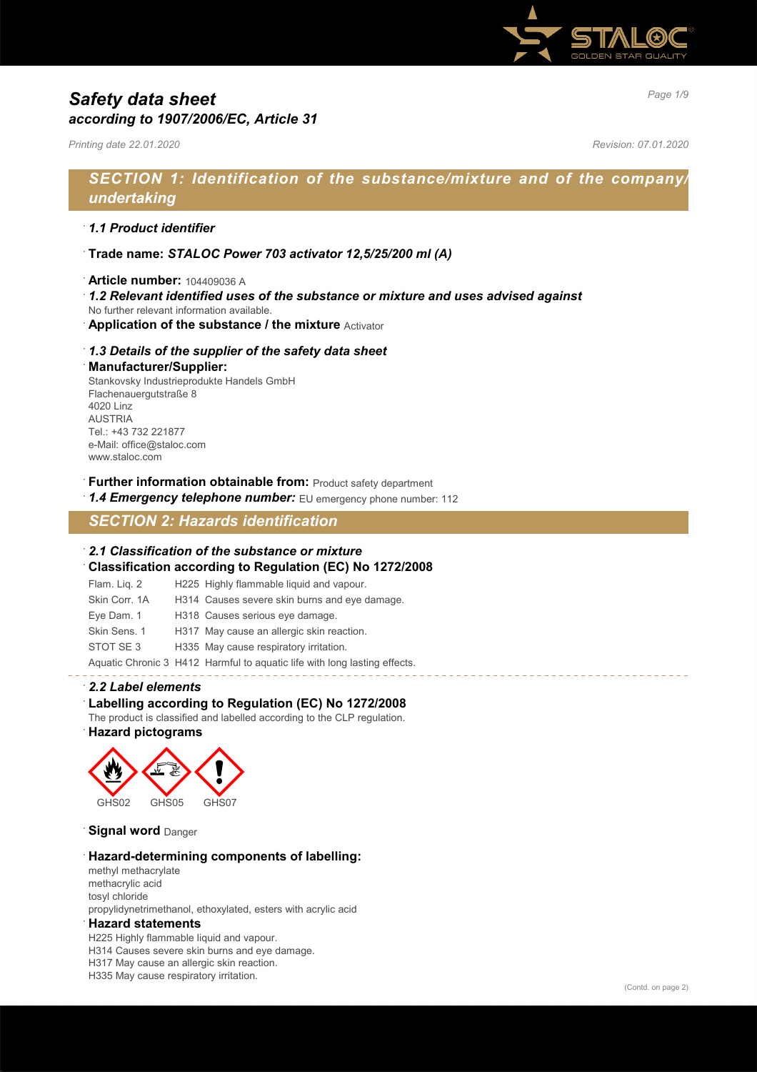# Safety data sheet
## *according to 1907/2006/EC, Article 31*

*Printing date 22.01.2020* *Revision: 07.01.2020*

## SECTION 1: Identification of the substance/mixture and of the company/undertaking

### *1.1 Product identifier*

**Trade name:** ***STALOC Power 703 activator 12,5/25/200 ml (A)***

**Article number:** 104409036 A

***1.2 Relevant identified uses of the substance or mixture and uses advised against***
No further relevant information available.

**Application of the substance / the mixture** Activator

***1.3 Details of the supplier of the safety data sheet***

**Manufacturer/Supplier:**
Stankovsky Industrieprodukte Handels GmbH
Flachenauergutstraße 8
4020 Linz
AUSTRIA
Tel.: +43 732 221877
e-Mail: office@staloc.com
www.staloc.com

**Further information obtainable from:** Product safety department

***1.4 Emergency telephone number:*** EU emergency phone number: 112

## SECTION 2: Hazards identification

***2.1 Classification of the substance or mixture***

**Classification according to Regulation (EC) No 1272/2008**

| | |
|---|---|
| Flam. Liq. 2 | H225 Highly flammable liquid and vapour. |
| Skin Corr. 1A | H314 Causes severe skin burns and eye damage. |
| Eye Dam. 1 | H318 Causes serious eye damage. |
| Skin Sens. 1 | H317 May cause an allergic skin reaction. |
| STOT SE 3 | H335 May cause respiratory irritation. |
| Aquatic Chronic 3 | H412 Harmful to aquatic life with long lasting effects. |

***2.2 Label elements***

**Labelling according to Regulation (EC) No 1272/2008**
The product is classified and labelled according to the CLP regulation.

**Hazard pictograms**

GHS02 GHS05 GHS07

**Signal word** Danger

**Hazard-determining components of labelling:**
methyl methacrylate
methacrylic acid
tosyl chloride
propylidynetrimethanol, ethoxylated, esters with acrylic acid

**Hazard statements**
H225 Highly flammable liquid and vapour.
H314 Causes severe skin burns and eye damage.
H317 May cause an allergic skin reaction.
H335 May cause respiratory irritation.

(Contd. on page 2)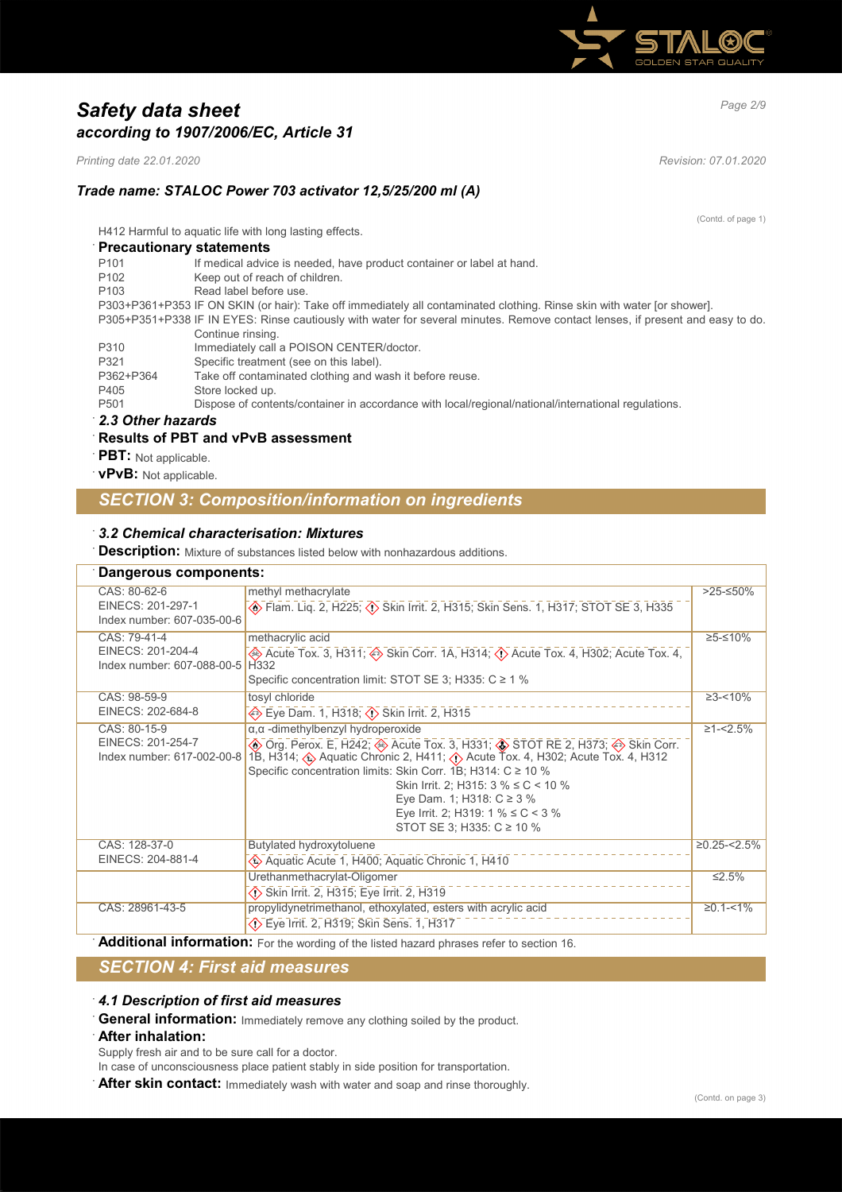# *Safety data sheet*
## *according to 1907/2006/EC, Article 31*

*Printing date 22.01.2020* *Revision: 07.01.2020*

### *Trade name: STALOC Power 703 activator 12,5/25/200 ml (A)*

(Contd. of page 1)

H412 Harmful to aquatic life with long lasting effects.

**Precautionary statements**

P101 If medical advice is needed, have product container or label at hand.
P102 Keep out of reach of children.
P103 Read label before use.
P303+P361+P353 IF ON SKIN (or hair): Take off immediately all contaminated clothing. Rinse skin with water [or shower].
P305+P351+P338 IF IN EYES: Rinse cautiously with water for several minutes. Remove contact lenses, if present and easy to do. Continue rinsing.
P310 Immediately call a POISON CENTER/doctor.
P321 Specific treatment (see on this label).
P362+P364 Take off contaminated clothing and wash it before reuse.
P405 Store locked up.
P501 Dispose of contents/container in accordance with local/regional/national/international regulations.

**2.3 Other hazards**

**Results of PBT and vPvB assessment**

**PBT:** Not applicable.

**vPvB:** Not applicable.

## *SECTION 3: Composition/information on ingredients*

***3.2 Chemical characterisation: Mixtures***

**Description:** Mixture of substances listed below with nonhazardous additions.

| **Dangerous components:** | | |
|---|---|---|
| CAS: 80-62-6<br>EINECS: 201-297-1<br>Index number: 607-035-00-6 | methyl methacrylate<br>Flam. Liq. 2, H225; Skin Irrit. 2, H315; Skin Sens. 1, H317; STOT SE 3, H335 | >25-≤50% |
| CAS: 79-41-4<br>EINECS: 201-204-4<br>Index number: 607-088-00-5 | methacrylic acid<br>Acute Tox. 3, H311; Skin Corr. 1A, H314; Acute Tox. 4, H302; Acute Tox. 4, H332<br>Specific concentration limit: STOT SE 3; H335: C ≥ 1 % | ≥5-≤10% |
| CAS: 98-59-9<br>EINECS: 202-684-8 | tosyl chloride<br>Eye Dam. 1, H318; Skin Irrit. 2, H315 | ≥3-<10% |
| CAS: 80-15-9<br>EINECS: 201-254-7<br>Index number: 617-002-00-8 | α,α -dimethylbenzyl hydroperoxide<br>Org. Perox. E, H242; Acute Tox. 3, H331; STOT RE 2, H373; Skin Corr. 1B, H314; Aquatic Chronic 2, H411; Acute Tox. 4, H302; Acute Tox. 4, H312<br>Specific concentration limits: Skin Corr. 1B; H314: C ≥ 10 %<br>Skin Irrit. 2; H315: 3 % ≤ C < 10 %<br>Eye Dam. 1; H318: C ≥ 3 %<br>Eye Irrit. 2; H319: 1 % ≤ C < 3 %<br>STOT SE 3; H335: C ≥ 10 % | ≥1-<2.5% |
| CAS: 128-37-0<br>EINECS: 204-881-4 | Butylated hydroxytoluene<br>Aquatic Acute 1, H400; Aquatic Chronic 1, H410 | ≥0.25-<2.5% |
| | Urethanmethacrylat-Oligomer<br>Skin Irrit. 2, H315; Eye Irrit. 2, H319 | ≤2.5% |
| CAS: 28961-43-5 | propylidynetrimethanol, ethoxylated, esters with acrylic acid<br>Eye Irrit. 2, H319; Skin Sens. 1, H317 | ≥0.1-<1% |

**Additional information:** For the wording of the listed hazard phrases refer to section 16.

## *SECTION 4: First aid measures*

***4.1 Description of first aid measures***

**General information:** Immediately remove any clothing soiled by the product.

**After inhalation:**

Supply fresh air and to be sure call for a doctor.
In case of unconsciousness place patient stably in side position for transportation.

**After skin contact:** Immediately wash with water and soap and rinse thoroughly.

(Contd. on page 3)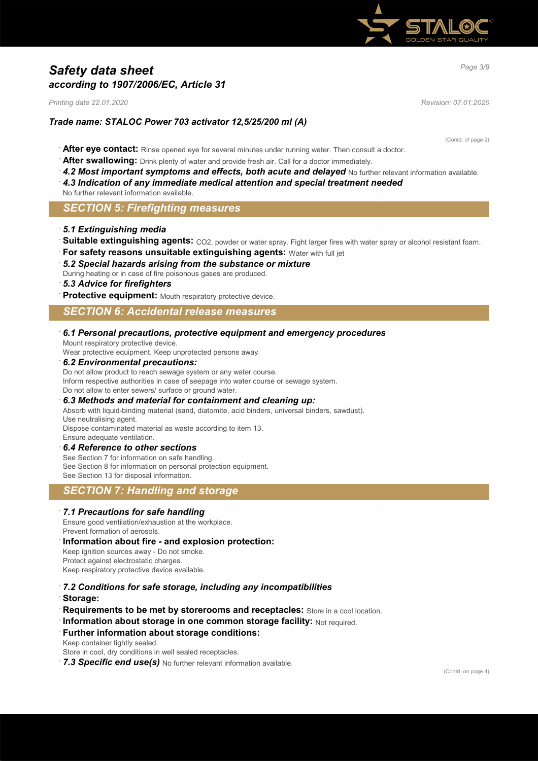*Trade name: STALOC Power 703 activator 12,5/25/200 ml (A)*

(Contd. of page 2)

- **After eye contact:** Rinse opened eye for several minutes under running water. Then consult a doctor.
- **After swallowing:** Drink plenty of water and provide fresh air. Call for a doctor immediately.
- ***4.2 Most important symptoms and effects, both acute and delayed*** No further relevant information available.
- ***4.3 Indication of any immediate medical attention and special treatment needed***
  No further relevant information available.

## SECTION 5: Firefighting measures

- ***5.1 Extinguishing media***
- **Suitable extinguishing agents:** $CO_2$, powder or water spray. Fight larger fires with water spray or alcohol resistant foam.
- **For safety reasons unsuitable extinguishing agents:** Water with full jet
- ***5.2 Special hazards arising from the substance or mixture***
  During heating or in case of fire poisonous gases are produced.
- ***5.3 Advice for firefighters***
- **Protective equipment:** Mouth respiratory protective device.

## SECTION 6: Accidental release measures

- ***6.1 Personal precautions, protective equipment and emergency procedures***
  Mount respiratory protective device.
  Wear protective equipment. Keep unprotected persons away.
- ***6.2 Environmental precautions:***
  Do not allow product to reach sewage system or any water course.
  Inform respective authorities in case of seepage into water course or sewage system.
  Do not allow to enter sewers/ surface or ground water.
- ***6.3 Methods and material for containment and cleaning up:***
  Absorb with liquid-binding material (sand, diatomite, acid binders, universal binders, sawdust).
  Use neutralising agent.
  Dispose contaminated material as waste according to item 13.
  Ensure adequate ventilation.
- ***6.4 Reference to other sections***
  See Section 7 for information on safe handling.
  See Section 8 for information on personal protection equipment.
  See Section 13 for disposal information.

## SECTION 7: Handling and storage

- ***7.1 Precautions for safe handling***
  Ensure good ventilation/exhaustion at the workplace.
  Prevent formation of aerosols.
- **Information about fire - and explosion protection:**
  Keep ignition sources away - Do not smoke.
  Protect against electrostatic charges.
  Keep respiratory protective device available.
- ***7.2 Conditions for safe storage, including any incompatibilities***
- **Storage:**
- **Requirements to be met by storerooms and receptacles:** Store in a cool location.
- **Information about storage in one common storage facility:** Not required.
- **Further information about storage conditions:**
  Keep container tightly sealed.
  Store in cool, dry conditions in well sealed receptacles.
- ***7.3 Specific end use(s)*** No further relevant information available.

(Contd. on page 4)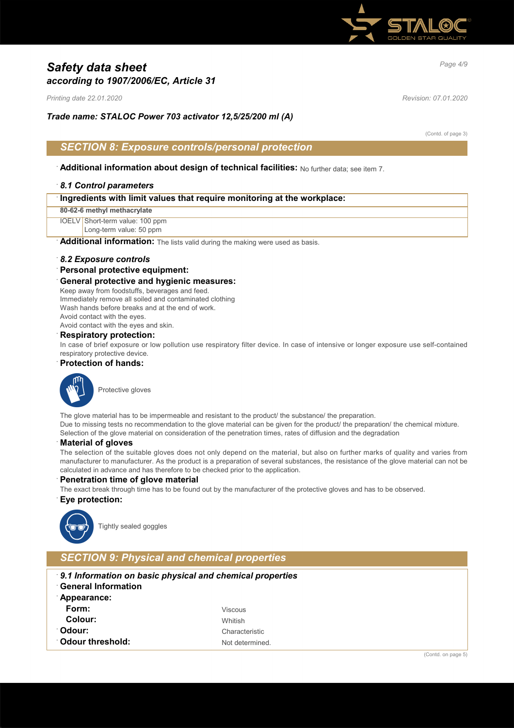# Safety data sheet
*according to 1907/2006/EC, Article 31*

*Printing date 22.01.2020* *Revision: 07.01.2020*

***Trade name: STALOC Power 703 activator 12,5/25/200 ml (A)***

(Contd. of page 3)

## SECTION 8: Exposure controls/personal protection

· **Additional information about design of technical facilities:** No further data; see item 7.

· ***8.1 Control parameters***

· **Ingredients with limit values that require monitoring at the workplace:**

| 80-62-6 methyl methacrylate | |
|---|---|
| IOELV | Short-term value: 100 ppm<br>Long-term value: 50 ppm |

· **Additional information:** The lists valid during the making were used as basis.

· ***8.2 Exposure controls***

· **Personal protective equipment:**

· **General protective and hygienic measures:**

Keep away from foodstuffs, beverages and feed.
Immediately remove all soiled and contaminated clothing
Wash hands before breaks and at the end of work.
Avoid contact with the eyes.
Avoid contact with the eyes and skin.

· **Respiratory protection:**

In case of brief exposure or low pollution use respiratory filter device. In case of intensive or longer exposure use self-contained respiratory protective device.

· **Protection of hands:**

Protective gloves

The glove material has to be impermeable and resistant to the product/ the substance/ the preparation.
Due to missing tests no recommendation to the glove material can be given for the product/ the preparation/ the chemical mixture.
Selection of the glove material on consideration of the penetration times, rates of diffusion and the degradation

· **Material of gloves**

The selection of the suitable gloves does not only depend on the material, but also on further marks of quality and varies from manufacturer to manufacturer. As the product is a preparation of several substances, the resistance of the glove material can not be calculated in advance and has therefore to be checked prior to the application.

· **Penetration time of glove material**

The exact break through time has to be found out by the manufacturer of the protective gloves and has to be observed.

· **Eye protection:**

Tightly sealed goggles

## SECTION 9: Physical and chemical properties

· ***9.1 Information on basic physical and chemical properties***

· **General Information**

· **Appearance:**

| | |
|---|---|
| **Form:** | Viscous |
| **Colour:** | Whitish |
| · **Odour:** | Characteristic |
| · **Odour threshold:** | Not determined. |

(Contd. on page 5)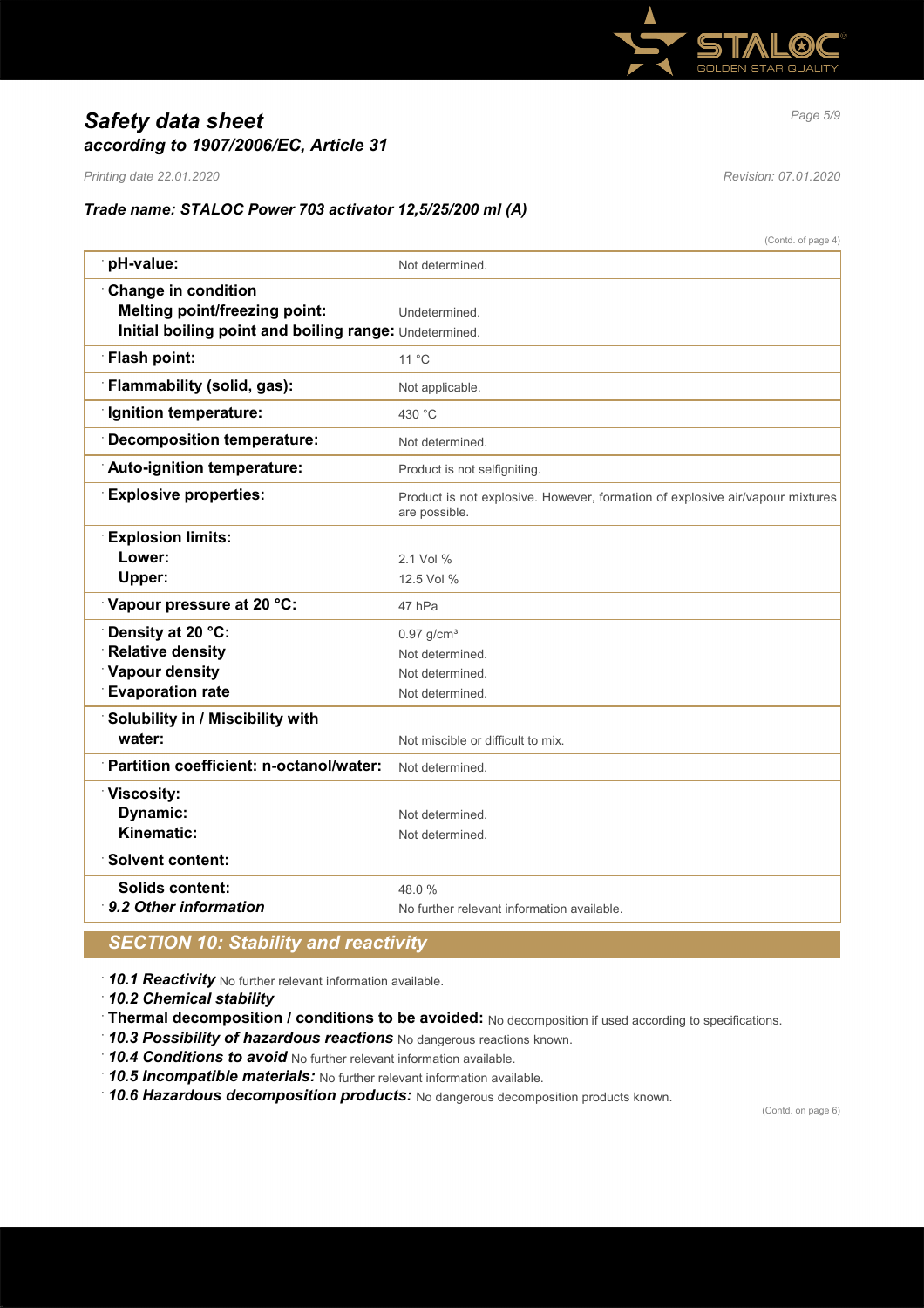# *Safety data sheet*
## *according to 1907/2006/EC, Article 31*

*Printing date 22.01.2020* *Revision: 07.01.2020*

### *Trade name: STALOC Power 703 activator 12,5/25/200 ml (A)*

(Contd. of page 4)

| | |
|---|---|
| **pH-value:** | Not determined. |
| **Change in condition** | |
| **Melting point/freezing point:** | Undetermined. |
| **Initial boiling point and boiling range:** | Undetermined. |
| **Flash point:** | 11 °C |
| **Flammability (solid, gas):** | Not applicable. |
| **Ignition temperature:** | 430 °C |
| **Decomposition temperature:** | Not determined. |
| **Auto-ignition temperature:** | Product is not selfigniting. |
| **Explosive properties:** | Product is not explosive. However, formation of explosive air/vapour mixtures are possible. |
| **Explosion limits:** | |
| **Lower:** | 2.1 Vol % |
| **Upper:** | 12.5 Vol % |
| **Vapour pressure at 20 °C:** | 47 hPa |
| **Density at 20 °C:** | 0.97 g/cm³ |
| **Relative density** | Not determined. |
| **Vapour density** | Not determined. |
| **Evaporation rate** | Not determined. |
| **Solubility in / Miscibility with water:** | Not miscible or difficult to mix. |
| **Partition coefficient: n-octanol/water:** | Not determined. |
| **Viscosity:** | |
| **Dynamic:** | Not determined. |
| **Kinematic:** | Not determined. |
| **Solvent content:** | |
| **Solids content:** | 48.0 % |
| ***9.2 Other information*** | No further relevant information available. |

## *SECTION 10: Stability and reactivity*

- ***10.1 Reactivity*** No further relevant information available.
- ***10.2 Chemical stability***
- **Thermal decomposition / conditions to be avoided:** No decomposition if used according to specifications.
- ***10.3 Possibility of hazardous reactions*** No dangerous reactions known.
- ***10.4 Conditions to avoid*** No further relevant information available.
- ***10.5 Incompatible materials:*** No further relevant information available.
- ***10.6 Hazardous decomposition products:*** No dangerous decomposition products known.

(Contd. on page 6)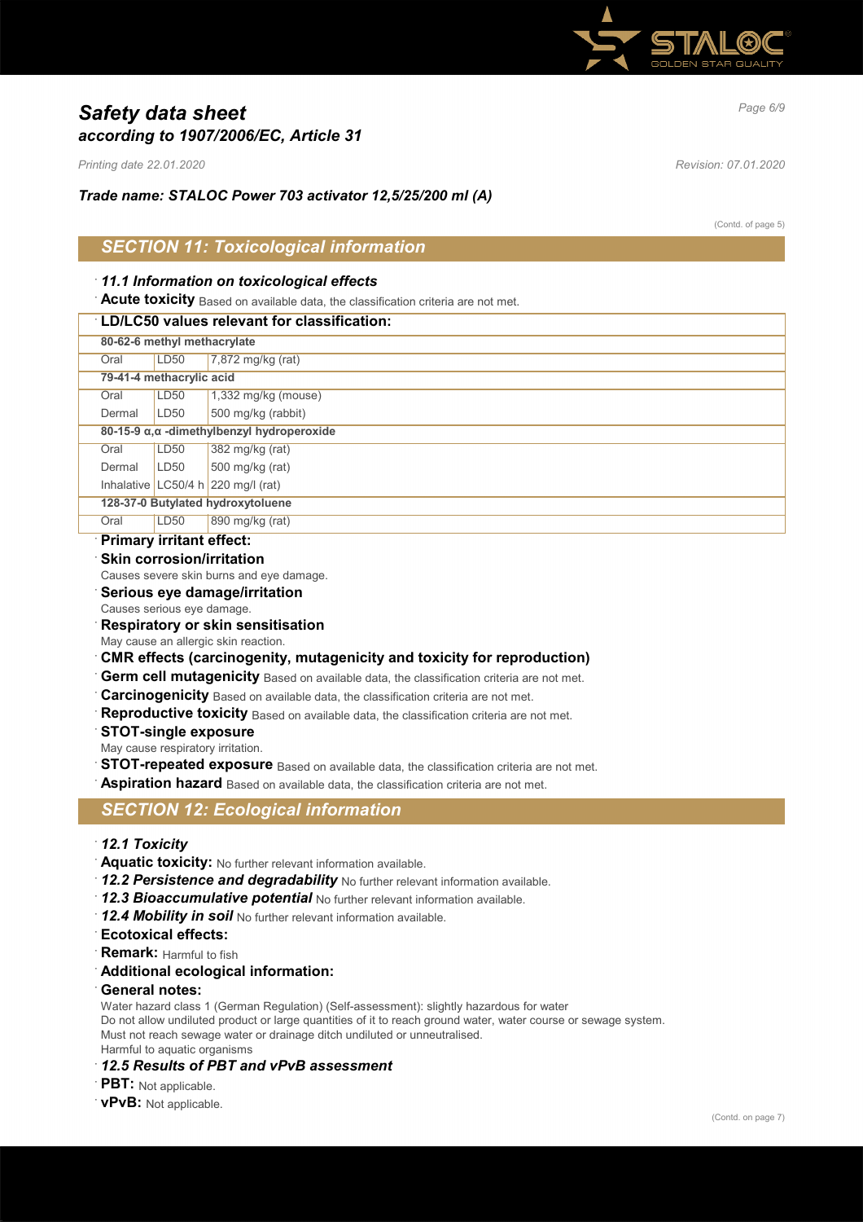# *Safety data sheet*
## *according to 1907/2006/EC, Article 31*

*Printing date 22.01.2020* *Revision: 07.01.2020*

***Trade name: STALOC Power 703 activator 12,5/25/200 ml (A)***

(Contd. of page 5)

## *SECTION 11: Toxicological information*

· ***11.1 Information on toxicological effects***

· **Acute toxicity** Based on available data, the classification criteria are not met.

| · **LD/LC50 values relevant for classification:** | | |
|---|---|---|
| **80-62-6 methyl methacrylate** | | |
| Oral | LD50 | 7,872 mg/kg (rat) |
| **79-41-4 methacrylic acid** | | |
| Oral | LD50 | 1,332 mg/kg (mouse) |
| Dermal | LD50 | 500 mg/kg (rabbit) |
| **80-15-9 α,α -dimethylbenzyl hydroperoxide** | | |
| Oral | LD50 | 382 mg/kg (rat) |
| Dermal | LD50 | 500 mg/kg (rat) |
| Inhalative | LC50/4 h | 220 mg/l (rat) |
| **128-37-0 Butylated hydroxytoluene** | | |
| Oral | LD50 | 890 mg/kg (rat) |

· **Primary irritant effect:**

· **Skin corrosion/irritation**
Causes severe skin burns and eye damage.

· **Serious eye damage/irritation**
Causes serious eye damage.

· **Respiratory or skin sensitisation**
May cause an allergic skin reaction.

· **CMR effects (carcinogenity, mutagenicity and toxicity for reproduction)**

· **Germ cell mutagenicity** Based on available data, the classification criteria are not met.

· **Carcinogenicity** Based on available data, the classification criteria are not met.

· **Reproductive toxicity** Based on available data, the classification criteria are not met.

· **STOT-single exposure**
May cause respiratory irritation.

· **STOT-repeated exposure** Based on available data, the classification criteria are not met.

· **Aspiration hazard** Based on available data, the classification criteria are not met.

## *SECTION 12: Ecological information*

· ***12.1 Toxicity***

· **Aquatic toxicity:** No further relevant information available.

· ***12.2 Persistence and degradability*** No further relevant information available.

· ***12.3 Bioaccumulative potential*** No further relevant information available.

· ***12.4 Mobility in soil*** No further relevant information available.

· **Ecotoxical effects:**

· **Remark:** Harmful to fish

· **Additional ecological information:**

· **General notes:**
Water hazard class 1 (German Regulation) (Self-assessment): slightly hazardous for water
Do not allow undiluted product or large quantities of it to reach ground water, water course or sewage system.
Must not reach sewage water or drainage ditch undiluted or unneutralised.
Harmful to aquatic organisms

· ***12.5 Results of PBT and vPvB assessment***

· **PBT:** Not applicable.

· **vPvB:** Not applicable.

(Contd. on page 7)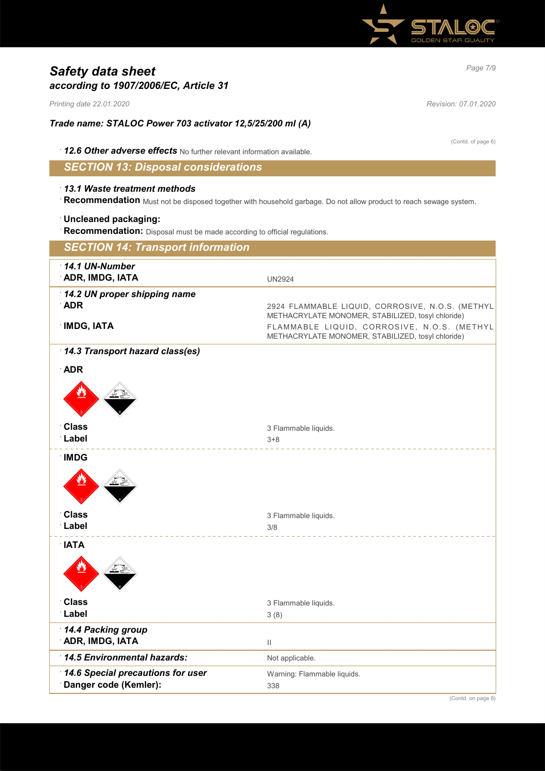# Safety data sheet
## according to 1907/2006/EC, Article 31

*Printing date 22.01.2020* *Revision: 07.01.2020*

**Trade name: STALOC Power 703 activator 12,5/25/200 ml (A)**

(Contd. of page 6)

· ***12.6 Other adverse effects*** No further relevant information available.

## SECTION 13: Disposal considerations

· ***13.1 Waste treatment methods***
· **Recommendation** Must not be disposed together with household garbage. Do not allow product to reach sewage system.

· **Uncleaned packaging:**
· **Recommendation:** Disposal must be made according to official regulations.

## SECTION 14: Transport information

| | |
|---|---|
| · ***14.1 UN-Number*** | |
| · **ADR, IMDG, IATA** | UN2924 |
| · ***14.2 UN proper shipping name*** | |
| · **ADR** | 2924 FLAMMABLE LIQUID, CORROSIVE, N.O.S. (METHYL METHACRYLATE MONOMER, STABILIZED, tosyl chloride) |
| · **IMDG, IATA** | FLAMMABLE LIQUID, CORROSIVE, N.O.S. (METHYL METHACRYLATE MONOMER, STABILIZED, tosyl chloride) |
| · ***14.3 Transport hazard class(es)*** | |
| · **ADR** | |
| · **Class** | 3 Flammable liquids. |
| · **Label** | 3+8 |
| · **IMDG** | |
| · **Class** | 3 Flammable liquids. |
| · **Label** | 3/8 |
| · **IATA** | |
| · **Class** | 3 Flammable liquids. |
| · **Label** | 3 (8) |
| · ***14.4 Packing group*** | |
| · **ADR, IMDG, IATA** | II |
| · ***14.5 Environmental hazards:*** | Not applicable. |
| · ***14.6 Special precautions for user*** | Warning: Flammable liquids. |
| · **Danger code (Kemler):** | 338 |

(Contd. on page 8)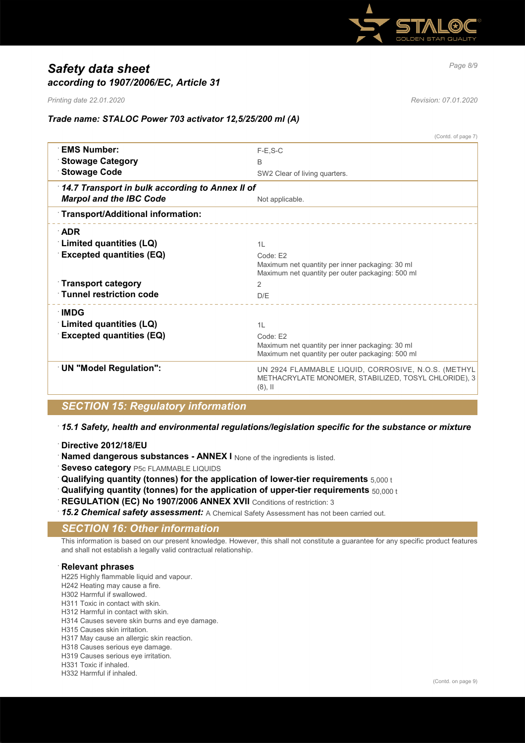# Safety data sheet
## according to 1907/2006/EC, Article 31

*Printing date 22.01.2020* *Revision: 07.01.2020*

### Trade name: STALOC Power 703 activator 12,5/25/200 ml (A)

(Contd. of page 7)

| | |
|---|---|
| **EMS Number:** | F-E,S-C |
| **Stowage Category** | B |
| **Stowage Code** | SW2 Clear of living quarters. |
| ***14.7 Transport in bulk according to Annex II of Marpol and the IBC Code*** | Not applicable. |
| **Transport/Additional information:** | |
| **ADR** | |
| **Limited quantities (LQ)** | 1L |
| **Excepted quantities (EQ)** | Code: E2<br>Maximum net quantity per inner packaging: 30 ml<br>Maximum net quantity per outer packaging: 500 ml |
| **Transport category** | 2 |
| **Tunnel restriction code** | D/E |
| **IMDG** | |
| **Limited quantities (LQ)** | 1L |
| **Excepted quantities (EQ)** | Code: E2<br>Maximum net quantity per inner packaging: 30 ml<br>Maximum net quantity per outer packaging: 500 ml |
| **UN "Model Regulation":** | UN 2924 FLAMMABLE LIQUID, CORROSIVE, N.O.S. (METHYL METHACRYLATE MONOMER, STABILIZED, TOSYL CHLORIDE), 3 (8), II |

## SECTION 15: Regulatory information

***15.1 Safety, health and environmental regulations/legislation specific for the substance or mixture***

**Directive 2012/18/EU**
**Named dangerous substances - ANNEX I** None of the ingredients is listed.
**Seveso category** P5c FLAMMABLE LIQUIDS
**Qualifying quantity (tonnes) for the application of lower-tier requirements** 5,000 t
**Qualifying quantity (tonnes) for the application of upper-tier requirements** 50,000 t
**REGULATION (EC) No 1907/2006 ANNEX XVII** Conditions of restriction: 3
***15.2 Chemical safety assessment:*** A Chemical Safety Assessment has not been carried out.

## SECTION 16: Other information

This information is based on our present knowledge. However, this shall not constitute a guarantee for any specific product features and shall not establish a legally valid contractual relationship.

**Relevant phrases**

H225 Highly flammable liquid and vapour.
H242 Heating may cause a fire.
H302 Harmful if swallowed.
H311 Toxic in contact with skin.
H312 Harmful in contact with skin.
H314 Causes severe skin burns and eye damage.
H315 Causes skin irritation.
H317 May cause an allergic skin reaction.
H318 Causes serious eye damage.
H319 Causes serious eye irritation.
H331 Toxic if inhaled.
H332 Harmful if inhaled.

(Contd. on page 9)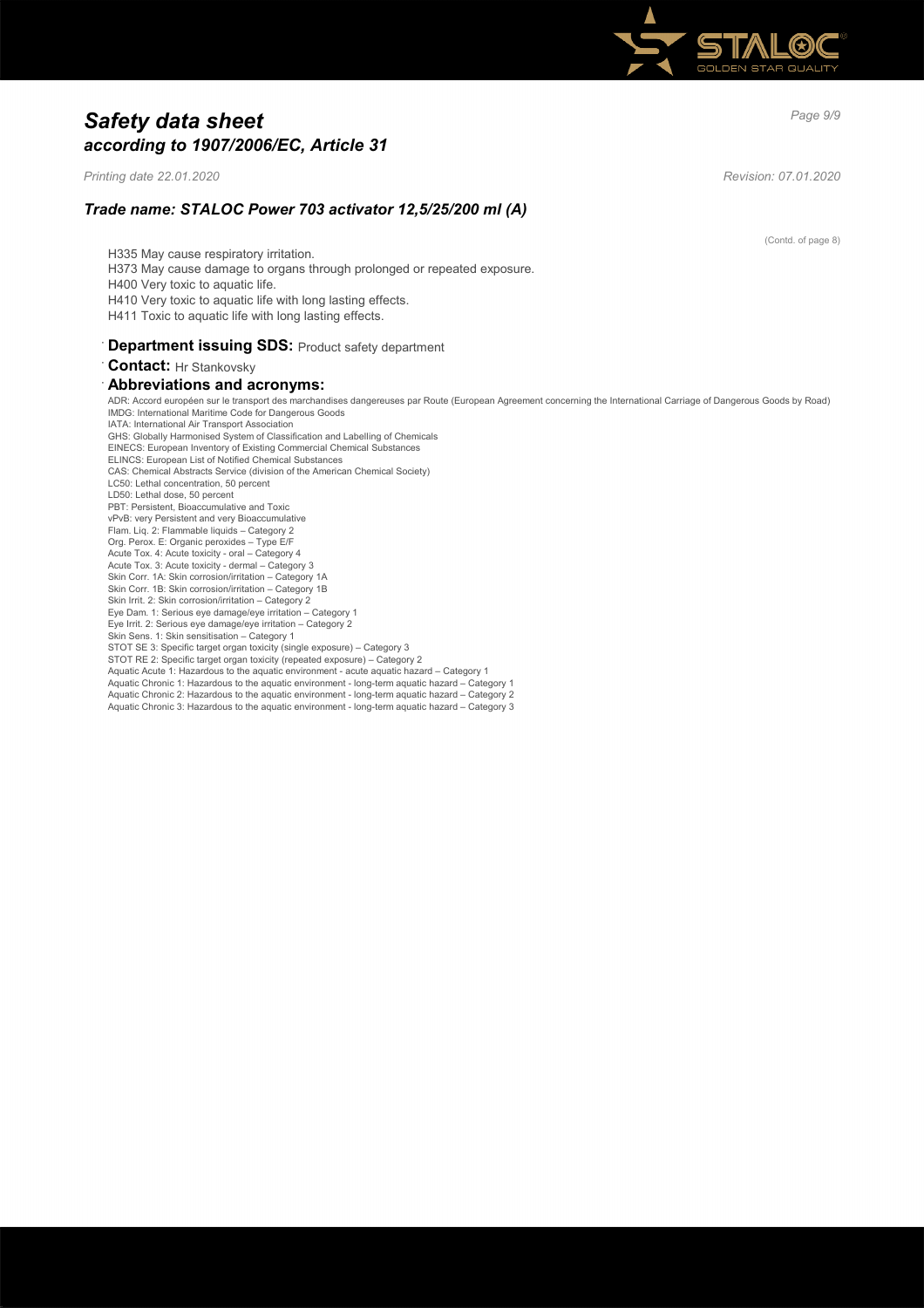# *Safety data sheet*
## *according to 1907/2006/EC, Article 31*

*Printing date 22.01.2020* *Revision: 07.01.2020*

### *Trade name: STALOC Power 703 activator 12,5/25/200 ml (A)*

(Contd. of page 8)

H335 May cause respiratory irritation.
H373 May cause damage to organs through prolonged or repeated exposure.
H400 Very toxic to aquatic life.
H410 Very toxic to aquatic life with long lasting effects.
H411 Toxic to aquatic life with long lasting effects.

· **Department issuing SDS:** Product safety department

· **Contact:** Hr Stankovsky

· **Abbreviations and acronyms:**

ADR: Accord européen sur le transport des marchandises dangereuses par Route (European Agreement concerning the International Carriage of Dangerous Goods by Road)
IMDG: International Maritime Code for Dangerous Goods
IATA: International Air Transport Association
GHS: Globally Harmonised System of Classification and Labelling of Chemicals
EINECS: European Inventory of Existing Commercial Chemical Substances
ELINCS: European List of Notified Chemical Substances
CAS: Chemical Abstracts Service (division of the American Chemical Society)
LC50: Lethal concentration, 50 percent
LD50: Lethal dose, 50 percent
PBT: Persistent, Bioaccumulative and Toxic
vPvB: very Persistent and very Bioaccumulative
Flam. Liq. 2: Flammable liquids – Category 2
Org. Perox. E: Organic peroxides – Type E/F
Acute Tox. 4: Acute toxicity - oral – Category 4
Acute Tox. 3: Acute toxicity - dermal – Category 3
Skin Corr. 1A: Skin corrosion/irritation – Category 1A
Skin Corr. 1B: Skin corrosion/irritation – Category 1B
Skin Irrit. 2: Skin corrosion/irritation – Category 2
Eye Dam. 1: Serious eye damage/eye irritation – Category 1
Eye Irrit. 2: Serious eye damage/eye irritation – Category 2
Skin Sens. 1: Skin sensitisation – Category 1
STOT SE 3: Specific target organ toxicity (single exposure) – Category 3
STOT RE 2: Specific target organ toxicity (repeated exposure) – Category 2
Aquatic Acute 1: Hazardous to the aquatic environment - acute aquatic hazard – Category 1
Aquatic Chronic 1: Hazardous to the aquatic environment - long-term aquatic hazard – Category 1
Aquatic Chronic 2: Hazardous to the aquatic environment - long-term aquatic hazard – Category 2
Aquatic Chronic 3: Hazardous to the aquatic environment - long-term aquatic hazard – Category 3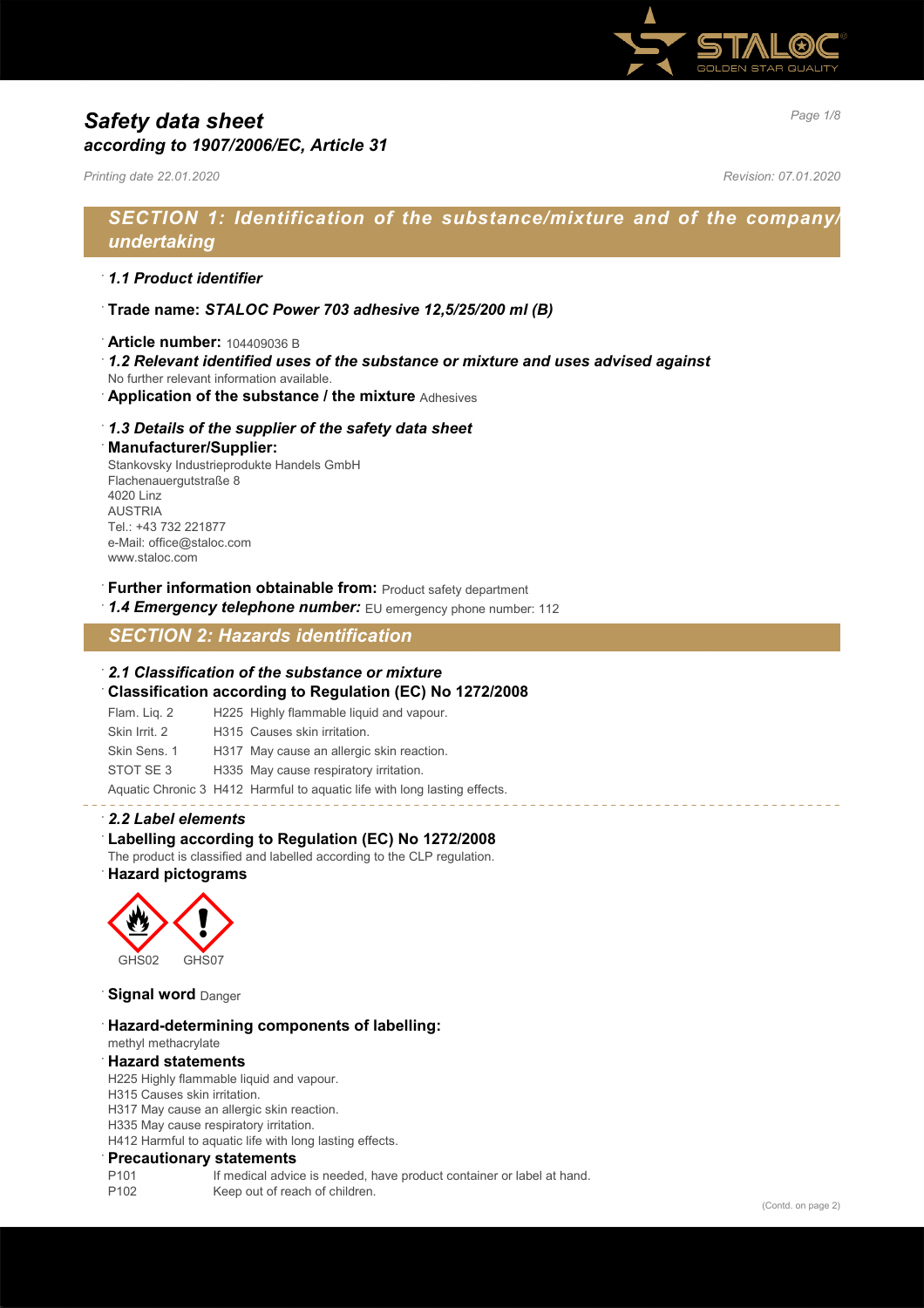# Safety data sheet
## according to 1907/2006/EC, Article 31

*Printing date 22.01.2020* *Revision: 07.01.2020*

## SECTION 1: Identification of the substance/mixture and of the company/undertaking

- ***1.1 Product identifier***
- **Trade name: *STALOC Power 703 adhesive 12,5/25/200 ml (B)***
- **Article number:** 104409036 B
- ***1.2 Relevant identified uses of the substance or mixture and uses advised against***
  No further relevant information available.
- **Application of the substance / the mixture** Adhesives
- ***1.3 Details of the supplier of the safety data sheet***
- **Manufacturer/Supplier:**
  Stankovsky Industrieprodukte Handels GmbH
  Flachenauergutstraße 8
  4020 Linz
  AUSTRIA
  Tel.: +43 732 221877
  e-Mail: office@staloc.com
  www.staloc.com
- **Further information obtainable from:** Product safety department
- ***1.4 Emergency telephone number:*** EU emergency phone number: 112

## SECTION 2: Hazards identification

- ***2.1 Classification of the substance or mixture***
- **Classification according to Regulation (EC) No 1272/2008**

| | | |
|---|---|---|
| Flam. Liq. 2 | H225 | Highly flammable liquid and vapour. |
| Skin Irrit. 2 | H315 | Causes skin irritation. |
| Skin Sens. 1 | H317 | May cause an allergic skin reaction. |
| STOT SE 3 | H335 | May cause respiratory irritation. |
| Aquatic Chronic 3 | H412 | Harmful to aquatic life with long lasting effects. |

- ***2.2 Label elements***
- **Labelling according to Regulation (EC) No 1272/2008**
  The product is classified and labelled according to the CLP regulation.
- **Hazard pictograms**

GHS02 GHS07

- **Signal word** Danger
- **Hazard-determining components of labelling:**
  methyl methacrylate
- **Hazard statements**
  H225 Highly flammable liquid and vapour.
  H315 Causes skin irritation.
  H317 May cause an allergic skin reaction.
  H335 May cause respiratory irritation.
  H412 Harmful to aquatic life with long lasting effects.
- **Precautionary statements**

| | |
|---|---|
| P101 | If medical advice is needed, have product container or label at hand. |
| P102 | Keep out of reach of children. |

(Contd. on page 2)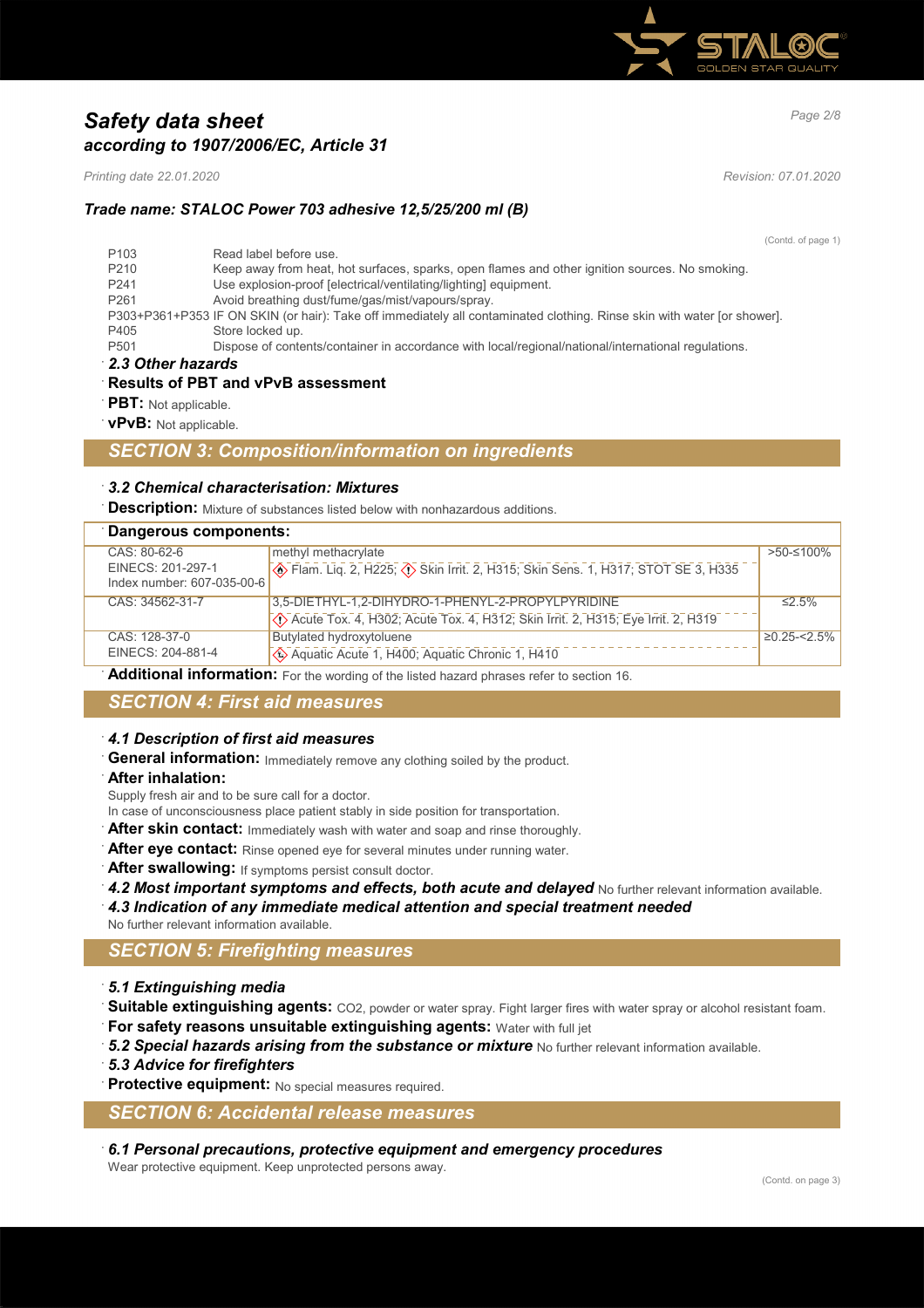# Safety data sheet
## according to 1907/2006/EC, Article 31

*Printing date 22.01.2020* *Revision: 07.01.2020*

### Trade name: STALOC Power 703 adhesive 12,5/25/200 ml (B)

(Contd. of page 1)

| | |
|---|---|
| P103 | Read label before use. |
| P210 | Keep away from heat, hot surfaces, sparks, open flames and other ignition sources. No smoking. |
| P241 | Use explosion-proof [electrical/ventilating/lighting] equipment. |
| P261 | Avoid breathing dust/fume/gas/mist/vapours/spray. |
| P303+P361+P353 | IF ON SKIN (or hair): Take off immediately all contaminated clothing. Rinse skin with water [or shower]. |
| P405 | Store locked up. |
| P501 | Dispose of contents/container in accordance with local/regional/national/international regulations. |

### 2.3 Other hazards

**Results of PBT and vPvB assessment**

**PBT:** Not applicable.

**vPvB:** Not applicable.

## SECTION 3: Composition/information on ingredients

### 3.2 Chemical characterisation: Mixtures

**Description:** Mixture of substances listed below with nonhazardous additions.

| Dangerous components: | | |
|---|---|---|
| CAS: 80-62-6<br>EINECS: 201-297-1<br>Index number: 607-035-00-6 | methyl methacrylate<br>Flam. Liq. 2, H225; Skin Irrit. 2, H315; Skin Sens. 1, H317; STOT SE 3, H335 | >50-≤100% |
| CAS: 34562-31-7 | 3,5-DIETHYL-1,2-DIHYDRO-1-PHENYL-2-PROPYLPYRIDINE<br>Acute Tox. 4, H302; Acute Tox. 4, H312; Skin Irrit. 2, H315; Eye Irrit. 2, H319 | ≤2.5% |
| CAS: 128-37-0<br>EINECS: 204-881-4 | Butylated hydroxytoluene<br>Aquatic Acute 1, H400; Aquatic Chronic 1, H410 | ≥0.25-<2.5% |

**Additional information:** For the wording of the listed hazard phrases refer to section 16.

## SECTION 4: First aid measures

### 4.1 Description of first aid measures

**General information:** Immediately remove any clothing soiled by the product.

**After inhalation:**
Supply fresh air and to be sure call for a doctor.
In case of unconsciousness place patient stably in side position for transportation.

**After skin contact:** Immediately wash with water and soap and rinse thoroughly.

**After eye contact:** Rinse opened eye for several minutes under running water.

**After swallowing:** If symptoms persist consult doctor.

***4.2 Most important symptoms and effects, both acute and delayed*** No further relevant information available.

***4.3 Indication of any immediate medical attention and special treatment needed***
No further relevant information available.

## SECTION 5: Firefighting measures

### 5.1 Extinguishing media

**Suitable extinguishing agents:** CO2, powder or water spray. Fight larger fires with water spray or alcohol resistant foam.

**For safety reasons unsuitable extinguishing agents:** Water with full jet

***5.2 Special hazards arising from the substance or mixture*** No further relevant information available.

### 5.3 Advice for firefighters

**Protective equipment:** No special measures required.

## SECTION 6: Accidental release measures

### 6.1 Personal precautions, protective equipment and emergency procedures

Wear protective equipment. Keep unprotected persons away.

(Contd. on page 3)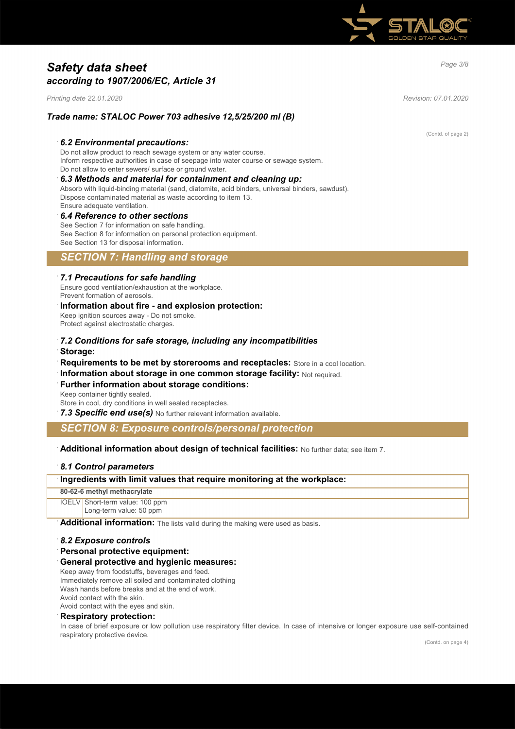(Contd. of page 2)

### 6.2 Environmental precautions:

Do not allow product to reach sewage system or any water course.
Inform respective authorities in case of seepage into water course or sewage system.
Do not allow to enter sewers/ surface or ground water.

### 6.3 Methods and material for containment and cleaning up:

Absorb with liquid-binding material (sand, diatomite, acid binders, universal binders, sawdust).
Dispose contaminated material as waste according to item 13.
Ensure adequate ventilation.

### 6.4 Reference to other sections

See Section 7 for information on safe handling.
See Section 8 for information on personal protection equipment.
See Section 13 for disposal information.

## SECTION 7: Handling and storage

### 7.1 Precautions for safe handling

Ensure good ventilation/exhaustion at the workplace.
Prevent formation of aerosols.

**Information about fire - and explosion protection:**
Keep ignition sources away - Do not smoke.
Protect against electrostatic charges.

### 7.2 Conditions for safe storage, including any incompatibilities

**Storage:**

**Requirements to be met by storerooms and receptacles:** Store in a cool location.

**Information about storage in one common storage facility:** Not required.

**Further information about storage conditions:**
Keep container tightly sealed.
Store in cool, dry conditions in well sealed receptacles.

***7.3 Specific end use(s)*** No further relevant information available.

## SECTION 8: Exposure controls/personal protection

**Additional information about design of technical facilities:** No further data; see item 7.

### 8.1 Control parameters

**Ingredients with limit values that require monitoring at the workplace:**

| **80-62-6 methyl methacrylate** | |
|---|---|
| IOELV | Short-term value: 100 ppm<br>Long-term value: 50 ppm |

**Additional information:** The lists valid during the making were used as basis.

### 8.2 Exposure controls

**Personal protective equipment:**

**General protective and hygienic measures:**
Keep away from foodstuffs, beverages and feed.
Immediately remove all soiled and contaminated clothing
Wash hands before breaks and at the end of work.
Avoid contact with the skin.
Avoid contact with the eyes and skin.

**Respiratory protection:**
In case of brief exposure or low pollution use respiratory filter device. In case of intensive or longer exposure use self-contained respiratory protective device.

(Contd. on page 4)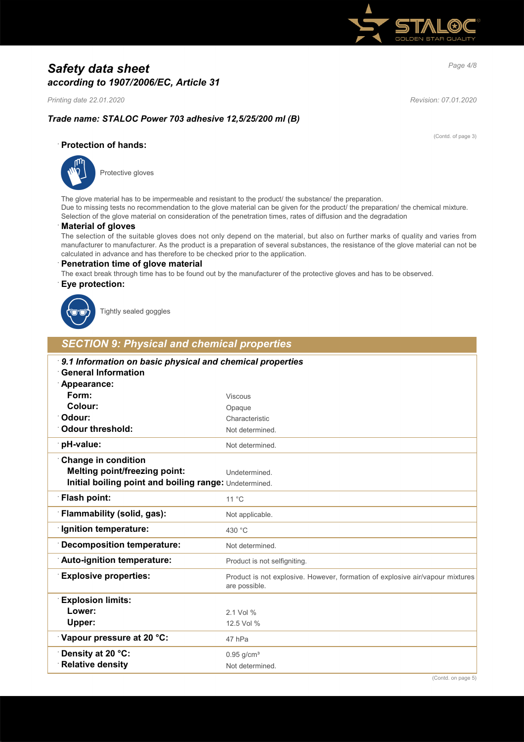# *Safety data sheet*
## *according to 1907/2006/EC, Article 31*

*Printing date 22.01.2020* *Revision: 07.01.2020*

### *Trade name: STALOC Power 703 adhesive 12,5/25/200 ml (B)*

(Contd. of page 3)

**Protection of hands:**

Protective gloves

The glove material has to be impermeable and resistant to the product/ the substance/ the preparation.
Due to missing tests no recommendation to the glove material can be given for the product/ the preparation/ the chemical mixture.
Selection of the glove material on consideration of the penetration times, rates of diffusion and the degradation

**Material of gloves**

The selection of the suitable gloves does not only depend on the material, but also on further marks of quality and varies from manufacturer to manufacturer. As the product is a preparation of several substances, the resistance of the glove material can not be calculated in advance and has therefore to be checked prior to the application.

**Penetration time of glove material**

The exact break through time has to be found out by the manufacturer of the protective gloves and has to be observed.

**Eye protection:**

Tightly sealed goggles

## *SECTION 9: Physical and chemical properties*

| ***9.1 Information on basic physical and chemical properties*** | |
|---|---|
| **General Information** | |
| **Appearance:** | |
| **Form:** | Viscous |
| **Colour:** | Opaque |
| **Odour:** | Characteristic |
| **Odour threshold:** | Not determined. |
| **pH-value:** | Not determined. |
| **Change in condition** | |
| **Melting point/freezing point:** | Undetermined. |
| **Initial boiling point and boiling range:** | Undetermined. |
| **Flash point:** | 11 °C |
| **Flammability (solid, gas):** | Not applicable. |
| **Ignition temperature:** | 430 °C |
| **Decomposition temperature:** | Not determined. |
| **Auto-ignition temperature:** | Product is not selfigniting. |
| **Explosive properties:** | Product is not explosive. However, formation of explosive air/vapour mixtures are possible. |
| **Explosion limits:** | |
| **Lower:** | 2.1 Vol % |
| **Upper:** | 12.5 Vol % |
| **Vapour pressure at 20 °C:** | 47 hPa |
| **Density at 20 °C:** | 0.95 g/cm³ |
| **Relative density** | Not determined. |

(Contd. on page 5)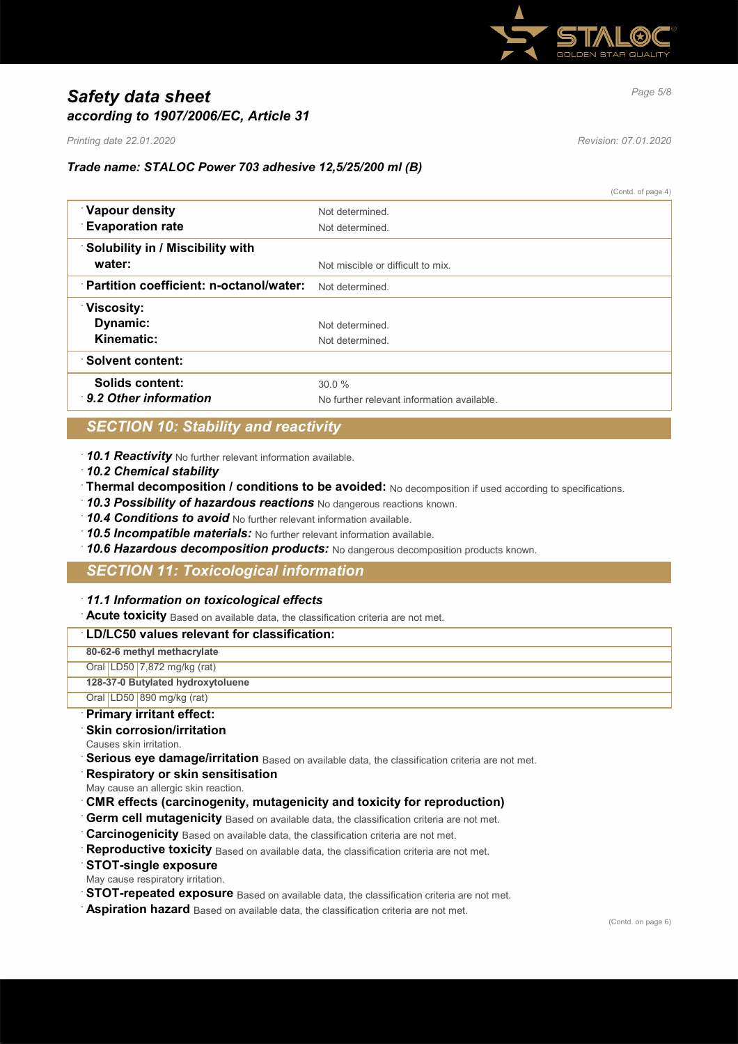(Contd. of page 4)

| Property | Value |
|---|---|
| **Vapour density** | Not determined. |
| **Evaporation rate** | Not determined. |
| **Solubility in / Miscibility with water:** | Not miscible or difficult to mix. |
| **Partition coefficient: n-octanol/water:** | Not determined. |
| **Viscosity:** | |
| **Dynamic:** | Not determined. |
| **Kinematic:** | Not determined. |
| **Solvent content:** | |
| **Solids content:** | 30.0 % |
| ***9.2 Other information*** | No further relevant information available. |

## *SECTION 10: Stability and reactivity*

- ***10.1 Reactivity*** No further relevant information available.
- ***10.2 Chemical stability***
- **Thermal decomposition / conditions to be avoided:** No decomposition if used according to specifications.
- ***10.3 Possibility of hazardous reactions*** No dangerous reactions known.
- ***10.4 Conditions to avoid*** No further relevant information available.
- ***10.5 Incompatible materials:*** No further relevant information available.
- ***10.6 Hazardous decomposition products:*** No dangerous decomposition products known.

## *SECTION 11: Toxicological information*

- ***11.1 Information on toxicological effects***
- **Acute toxicity** Based on available data, the classification criteria are not met.

**LD/LC50 values relevant for classification:**

| | | |
|---|---|---|
| **80-62-6 methyl methacrylate** | | |
| Oral | LD50 | 7,872 mg/kg (rat) |
| **128-37-0 Butylated hydroxytoluene** | | |
| Oral | LD50 | 890 mg/kg (rat) |

- **Primary irritant effect:**
- **Skin corrosion/irritation**
  Causes skin irritation.
- **Serious eye damage/irritation** Based on available data, the classification criteria are not met.
- **Respiratory or skin sensitisation**
  May cause an allergic skin reaction.
- **CMR effects (carcinogenity, mutagenicity and toxicity for reproduction)**
- **Germ cell mutagenicity** Based on available data, the classification criteria are not met.
- **Carcinogenicity** Based on available data, the classification criteria are not met.
- **Reproductive toxicity** Based on available data, the classification criteria are not met.
- **STOT-single exposure**
  May cause respiratory irritation.
- **STOT-repeated exposure** Based on available data, the classification criteria are not met.
- **Aspiration hazard** Based on available data, the classification criteria are not met.

(Contd. on page 6)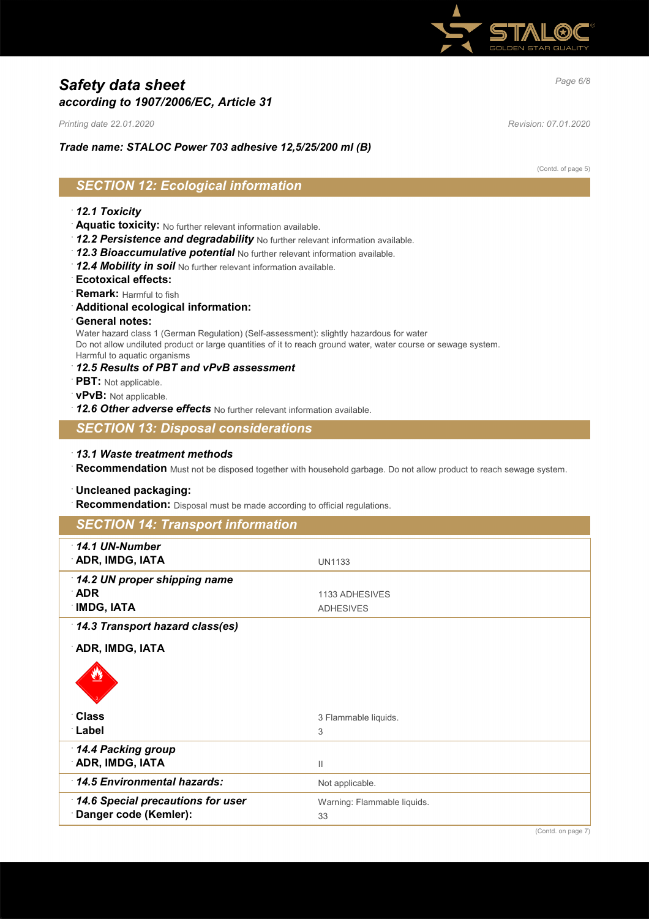# Safety data sheet

*according to 1907/2006/EC, Article 31*

*Printing date 22.01.2020* *Revision: 07.01.2020*

***Trade name: STALOC Power 703 adhesive 12,5/25/200 ml (B)***

(Contd. of page 5)

## SECTION 12: Ecological information

· ***12.1 Toxicity***

· **Aquatic toxicity:** No further relevant information available.

· ***12.2 Persistence and degradability*** No further relevant information available.

· ***12.3 Bioaccumulative potential*** No further relevant information available.

· ***12.4 Mobility in soil*** No further relevant information available.

· **Ecotoxical effects:**

· **Remark:** Harmful to fish

· **Additional ecological information:**

· **General notes:**

Water hazard class 1 (German Regulation) (Self-assessment): slightly hazardous for water
Do not allow undiluted product or large quantities of it to reach ground water, water course or sewage system.
Harmful to aquatic organisms

· ***12.5 Results of PBT and vPvB assessment***

· **PBT:** Not applicable.

· **vPvB:** Not applicable.

· ***12.6 Other adverse effects*** No further relevant information available.

## SECTION 13: Disposal considerations

· ***13.1 Waste treatment methods***

· **Recommendation** Must not be disposed together with household garbage. Do not allow product to reach sewage system.

· **Uncleaned packaging:**

· **Recommendation:** Disposal must be made according to official regulations.

## SECTION 14: Transport information

| | |
|---|---|
| · ***14.1 UN-Number*** | |
| · **ADR, IMDG, IATA** | UN1133 |
| · ***14.2 UN proper shipping name*** | |
| · **ADR** | 1133 ADHESIVES |
| · **IMDG, IATA** | ADHESIVES |
| · ***14.3 Transport hazard class(es)*** | |
| · **ADR, IMDG, IATA** | |
| · **Class** | 3 Flammable liquids. |
| · **Label** | 3 |
| · ***14.4 Packing group*** | |
| · **ADR, IMDG, IATA** | II |
| · ***14.5 Environmental hazards:*** | Not applicable. |
| · ***14.6 Special precautions for user*** | Warning: Flammable liquids. |
| · **Danger code (Kemler):** | 33 |

(Contd. on page 7)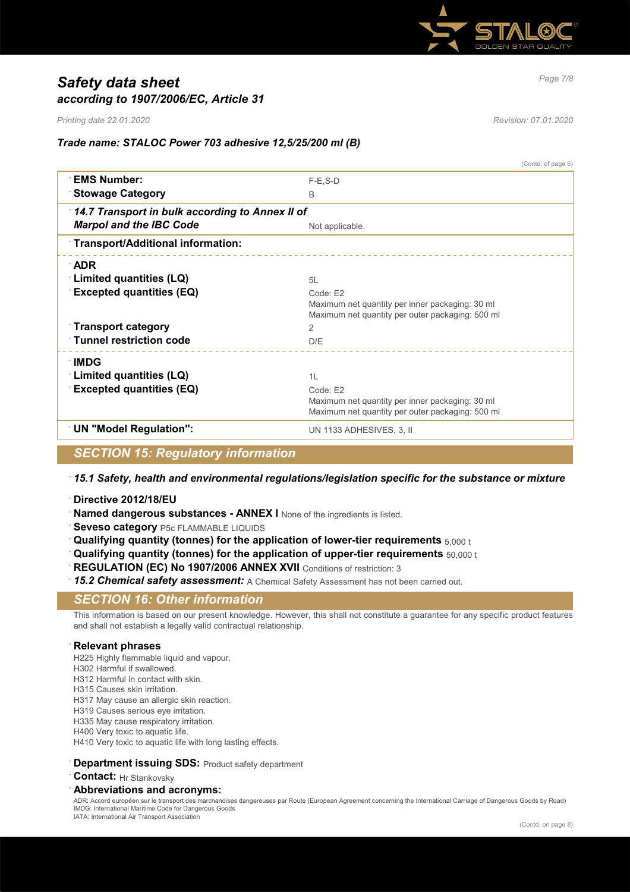# Safety data sheet
## according to 1907/2006/EC, Article 31

*Printing date 22.01.2020* *Revision: 07.01.2020*

### Trade name: STALOC Power 703 adhesive 12,5/25/200 ml (B)

(Contd. of page 6)

| | |
|---|---|
| **EMS Number:** | F-E,S-D |
| **Stowage Category** | B |
| ***14.7 Transport in bulk according to Annex II of Marpol and the IBC Code*** | Not applicable. |
| **Transport/Additional information:** | |
| **ADR** | |
| **Limited quantities (LQ)** | 5L |
| **Excepted quantities (EQ)** | Code: E2<br>Maximum net quantity per inner packaging: 30 ml<br>Maximum net quantity per outer packaging: 500 ml |
| **Transport category** | 2 |
| **Tunnel restriction code** | D/E |
| **IMDG** | |
| **Limited quantities (LQ)** | 1L |
| **Excepted quantities (EQ)** | Code: E2<br>Maximum net quantity per inner packaging: 30 ml<br>Maximum net quantity per outer packaging: 500 ml |
| **UN "Model Regulation":** | UN 1133 ADHESIVES, 3, II |

## SECTION 15: Regulatory information

***15.1 Safety, health and environmental regulations/legislation specific for the substance or mixture***

**Directive 2012/18/EU**

**Named dangerous substances - ANNEX I** None of the ingredients is listed.

**Seveso category** P5c FLAMMABLE LIQUIDS

**Qualifying quantity (tonnes) for the application of lower-tier requirements** 5,000 t

**Qualifying quantity (tonnes) for the application of upper-tier requirements** 50,000 t

**REGULATION (EC) No 1907/2006 ANNEX XVII** Conditions of restriction: 3

***15.2 Chemical safety assessment:*** A Chemical Safety Assessment has not been carried out.

## SECTION 16: Other information

This information is based on our present knowledge. However, this shall not constitute a guarantee for any specific product features and shall not establish a legally valid contractual relationship.

**Relevant phrases**

H225 Highly flammable liquid and vapour.
H302 Harmful if swallowed.
H312 Harmful in contact with skin.
H315 Causes skin irritation.
H317 May cause an allergic skin reaction.
H319 Causes serious eye irritation.
H335 May cause respiratory irritation.
H400 Very toxic to aquatic life.
H410 Very toxic to aquatic life with long lasting effects.

**Department issuing SDS:** Product safety department

**Contact:** Hr Stankovsky

**Abbreviations and acronyms:**

ADR: Accord européen sur le transport des marchandises dangereuses par Route (European Agreement concerning the International Carriage of Dangerous Goods by Road)
IMDG: International Maritime Code for Dangerous Goods
IATA: International Air Transport Association

(Contd. on page 8)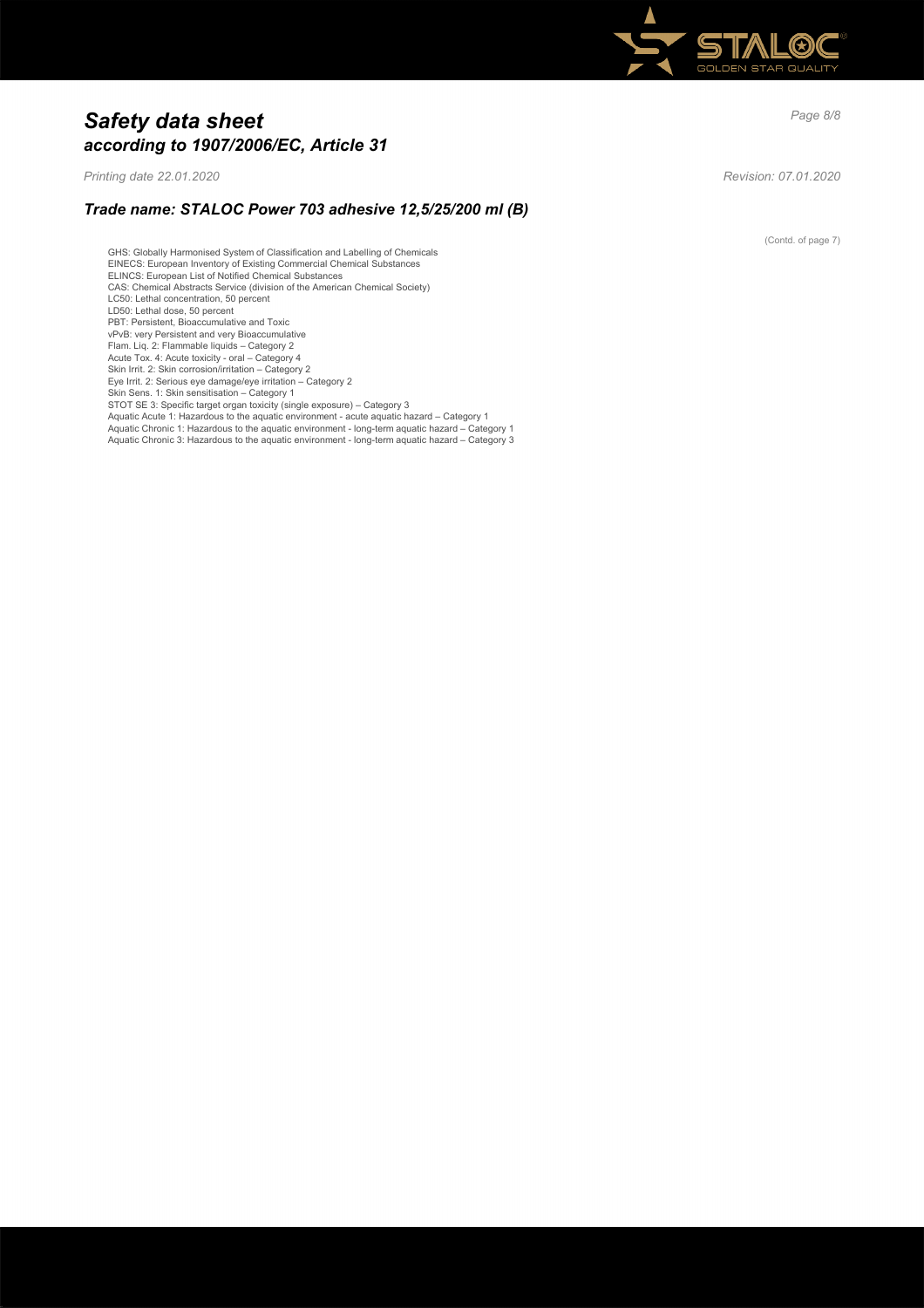(Contd. of page 7)

GHS: Globally Harmonised System of Classification and Labelling of Chemicals
EINECS: European Inventory of Existing Commercial Chemical Substances
ELINCS: European List of Notified Chemical Substances
CAS: Chemical Abstracts Service (division of the American Chemical Society)
LC50: Lethal concentration, 50 percent
LD50: Lethal dose, 50 percent
PBT: Persistent, Bioaccumulative and Toxic
vPvB: very Persistent and very Bioaccumulative
Flam. Liq. 2: Flammable liquids – Category 2
Acute Tox. 4: Acute toxicity - oral – Category 4
Skin Irrit. 2: Skin corrosion/irritation – Category 2
Eye Irrit. 2: Serious eye damage/eye irritation – Category 2
Skin Sens. 1: Skin sensitisation – Category 1
STOT SE 3: Specific target organ toxicity (single exposure) – Category 3
Aquatic Acute 1: Hazardous to the aquatic environment - acute aquatic hazard – Category 1
Aquatic Chronic 1: Hazardous to the aquatic environment - long-term aquatic hazard – Category 1
Aquatic Chronic 3: Hazardous to the aquatic environment - long-term aquatic hazard – Category 3